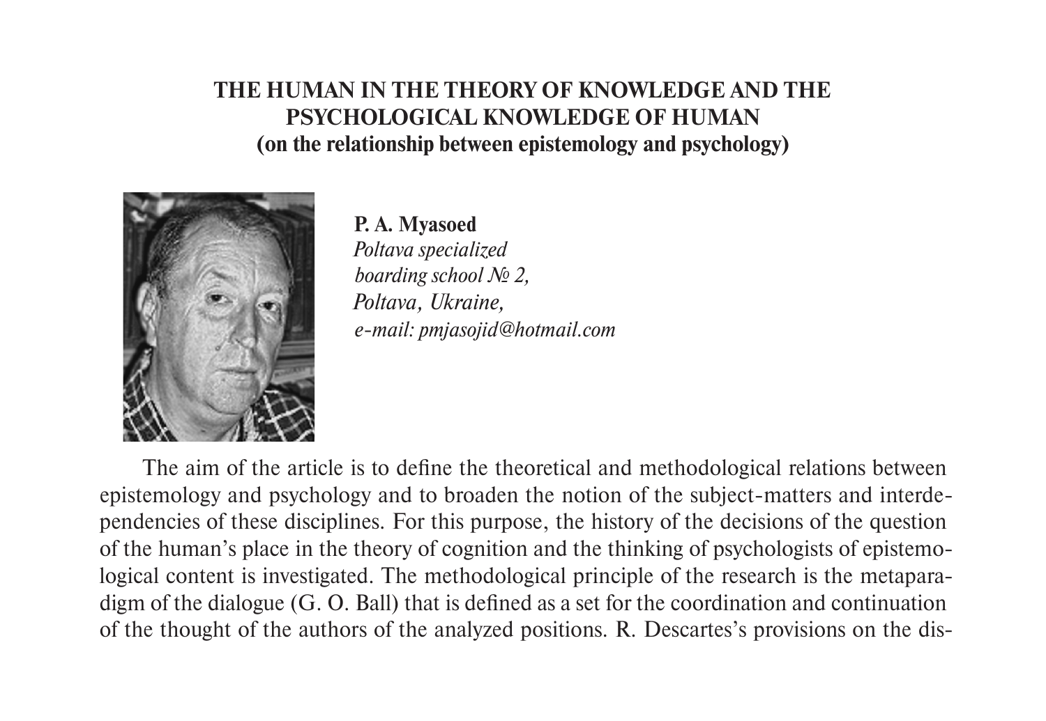# THE HUMAN IN THE THEORY OF KNOWLEDGE AND THE PSYCHOLOGICAL KNOWLEDGE OF HUMAN
## (on the relationship between epistemology and psychology)

**P. A. Myasoed**
*Poltava specialized boarding school № 2,*
*Poltava, Ukraine,*
*e-mail: pmjasojid@hotmail.com*

The aim of the article is to define the theoretical and methodological relations between epistemology and psychology and to broaden the notion of the subject-matters and interdependencies of these disciplines. For this purpose, the history of the decisions of the question of the human's place in the theory of cognition and the thinking of psychologists of epistemological content is investigated. The methodological principle of the research is the metaparadigm of the dialogue (G. O. Ball) that is defined as a set for the coordination and continuation of the thought of the authors of the analyzed positions. R. Descartes's provisions on the dis-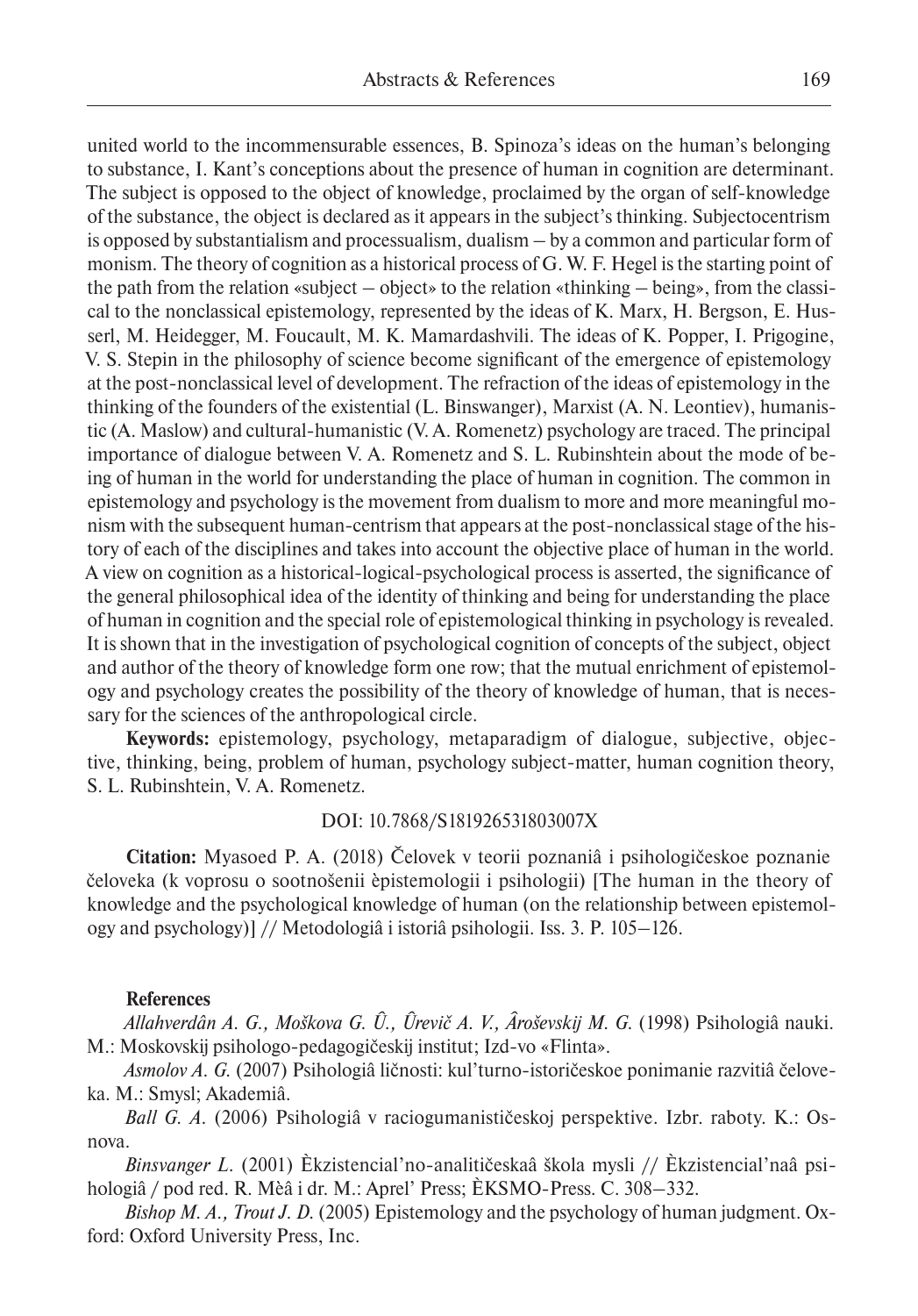united world to the incommensurable essences, B. Spinoza's ideas on the human's belonging to substance, I. Kant's conceptions about the presence of human in cognition are determinant. The subject is opposed to the object of knowledge, proclaimed by the organ of self-knowledge of the substance, the object is declared as it appears in the subject's thinking. Subjectocentrism is opposed by substantialism and processualism, dualism – by a common and particular form of monism. The theory of cognition as a historical process of G. W. F. Hegel is the starting point of the path from the relation «subject – object» to the relation «thinking – being», from the classical to the nonclassical epistemology, represented by the ideas of K. Marx, H. Bergson, E. Husserl, M. Heidegger, M. Foucault, M. K. Mamardashvili. The ideas of K. Popper, I. Prigogine, V. S. Stepin in the philosophy of science become significant of the emergence of epistemology at the post-nonclassical level of development. The refraction of the ideas of epistemology in the thinking of the founders of the existential (L. Binswanger), Marxist (A. N. Leontiev), humanistic (A. Maslow) and cultural-humanistic (V. A. Romenetz) psychology are traced. The principal importance of dialogue between V. A. Romenetz and S. L. Rubinshtein about the mode of being of human in the world for understanding the place of human in cognition. The common in epistemology and psychology is the movement from dualism to more and more meaningful monism with the subsequent human-centrism that appears at the post-nonclassical stage of the history of each of the disciplines and takes into account the objective place of human in the world. A view on cognition as a historical-logical-psychological process is asserted, the significance of the general philosophical idea of the identity of thinking and being for understanding the place of human in cognition and the special role of epistemological thinking in psychology is revealed. It is shown that in the investigation of psychological cognition of concepts of the subject, object and author of the theory of knowledge form one row; that the mutual enrichment of epistemology and psychology creates the possibility of the theory of knowledge of human, that is necessary for the sciences of the anthropological circle.

**Keywords:** epistemology, psychology, metaparadigm of dialogue, subjective, objective, thinking, being, problem of human, psychology subject-matter, human cognition theory, S. L. Rubinshtein, V. A. Romenetz.

DOI: 10.7868/S181926531803007X

**Citation:** Myasoed P. A. (2018) Čelovek v teorii poznaniâ i psihologičeskoe poznanie čeloveka (k voprosu o sootnošenii èpistemologii i psihologii) [The human in the theory of knowledge and the psychological knowledge of human (on the relationship between epistemology and psychology)] // Metodologiâ i istoriâ psihologii. Iss. 3. P. 105–126.

**References**

*Allahverdân A. G., Moškova G. Û., Ûrevič A. V., Âroševskij M. G.* (1998) Psihologiâ nauki. M.: Moskovskij psihologo-pedagogičeskij institut; Izd-vo «Flinta».

*Asmolov A. G.* (2007) Psihologiâ ličnosti: kul'turno-istoričeskoe ponimanie razvitiâ čeloveka. M.: Smysl; Akademiâ.

*Ball G. A.* (2006) Psihologiâ v raciogumanističeskoj perspektive. Izbr. raboty. K.: Osnova.

*Binsvanger L.* (2001) Èkzistencial'no-analitičeskaâ škola mysli // Èkzistencial'naâ psihologiâ / pod red. R. Mèâ i dr. M.: Aprel' Press; ÈKSMO-Press. C. 308–332.

*Bishop M. A., Trout J. D.* (2005) Epistemology and the psychology of human judgment. Oxford: Oxford University Press, Inc.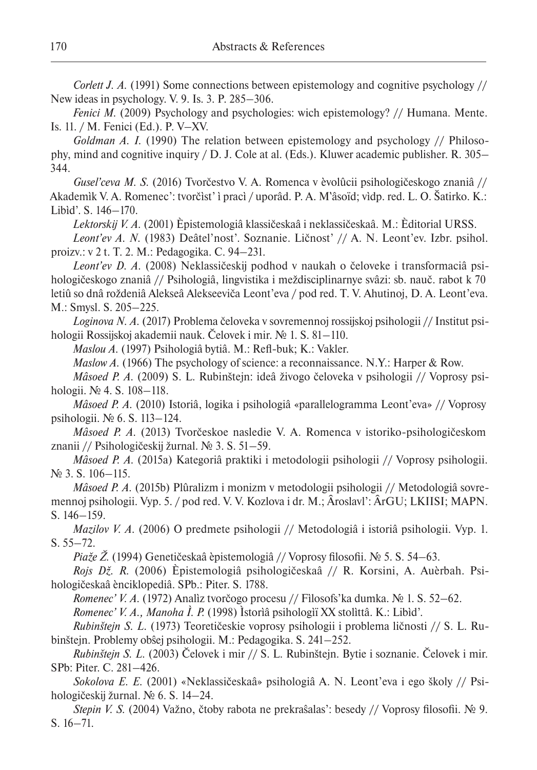*Corlett J. A.* (1991) Some connections between epistemology and cognitive psychology // New ideas in psychology. V. 9. Is. 3. P. 285–306.

*Fenici M.* (2009) Psychology and psychologies: wich epistemology? // Humana. Mente. Is. 11. / M. Fenici (Ed.). P. V–XV.

*Goldman A. I.* (1990) The relation between epistemology and psychology // Philosophy, mind and cognitive inquiry / D. J. Cole at al. (Eds.). Kluwer academic publisher. R. 305–344.

*Gusel'ceva M. S.* (2016) Tvorčestvo V. A. Romenca v èvolûcii psihologičeskogo znaniâ // Akademìk V. A. Romenec': tvorčìst' ì pracì / uporâd. P. A. M'âsoïd; vìdp. red. L. O. Šatirko. K.: Libìd'. S. 146–170.

*Lektorskij V. A.* (2001) Èpistemologiâ klassičeskaâ i neklassičeskaâ. M.: Èditorial URSS.

*Leont'ev A. N.* (1983) Deâtel'nost'. Soznanie. Ličnost' // A. N. Leont'ev. Izbr. psihol. proizv.: v 2 t. T. 2. M.: Pedagogika. C. 94–231.

*Leont'ev D. A.* (2008) Neklassičeskij podhod v naukah o čeloveke i transformaciâ psihologičeskogo znaniâ // Psihologiâ, lingvistika i meždisciplinarnye svâzi: sb. nauč. rabot k 70 letiû so dnâ roždeniâ Alekseâ Alekseeviča Leont'eva / pod red. T. V. Ahutinoj, D. A. Leont'eva. M.: Smysl. S. 205–225.

*Loginova N. A.* (2017) Problema čeloveka v sovremennoj rossijskoj psihologii // Institut psihologii Rossijskoj akademii nauk. Čelovek i mir. № 1. S. 81–110.

*Maslou A.* (1997) Psihologiâ bytiâ. M.: Refl-buk; K.: Vakler.

*Maslow A.* (1966) The psychology of science: a reconnaissance. N.Y.: Harper & Row.

*Mâsoed P. A.* (2009) S. L. Rubinštejn: ideâ živogo čeloveka v psihologii // Voprosy psihologii. № 4. S. 108–118.

*Mâsoed P. A.* (2010) Istoriâ, logika i psihologiâ «parallelogramma Leont'eva» // Voprosy psihologii. № 6. S. 113–124.

*Mâsoed P. A.* (2013) Tvorčeskoe nasledie V. A. Romenca v istoriko-psihologičeskom znanii // Psihologičeskij žurnal. № 3. S. 51–59.

*Mâsoed P. A.* (2015a) Kategoriâ praktiki i metodologii psihologii // Voprosy psihologii. № 3. S. 106–115.

*Mâsoed P. A.* (2015b) Plûralizm i monizm v metodologii psihologii // Metodologiâ sovremennoj psihologii. Vyp. 5. / pod red. V. V. Kozlova i dr. M.; Âroslavl': ÂrGU; LKIISI; MAPN. S. 146–159.

*Mazilov V. A.* (2006) O predmete psihologii // Metodologiâ i istoriâ psihologii. Vyp. 1. S. 55–72.

*Piaže Ž.* (1994) Genetičeskaâ èpistemologiâ // Voprosy filosofii. № 5. S. 54–63.

*Rojs Dž. R.* (2006) Èpistemologiâ psihologičeskaâ // R. Korsini, A. Auèrbah. Psihologičeskaâ ènciklopediâ. SPb.: Piter. S. 1788.

*Romenec' V. A.* (1972) Analìz tvorčogo procesu // Fìlosofs'ka dumka. № 1. S. 52–62.

*Romenec' V. A., Manoha Ì. P.* (1998) Ìstorìâ psihologìï XX stolìttâ. K.: Libìd'.

*Rubinštejn S. L.* (1973) Teoretičeskie voprosy psihologii i problema ličnosti // S. L. Rubinštejn. Problemy obŝej psihologii. M.: Pedagogika. S. 241–252.

*Rubinštejn S. L.* (2003) Čelovek i mir // S. L. Rubinštejn. Bytie i soznanie. Čelovek i mir. SPb: Piter. C. 281–426.

*Sokolova E. E.* (2001) «Neklassičeskaâ» psihologiâ A. N. Leont'eva i ego školy // Psihologičeskij žurnal. № 6. S. 14–24.

*Stepin V. S.* (2004) Važno, čtoby rabota ne prekraŝalas': besedy // Voprosy filosofii. № 9. S. 16–71.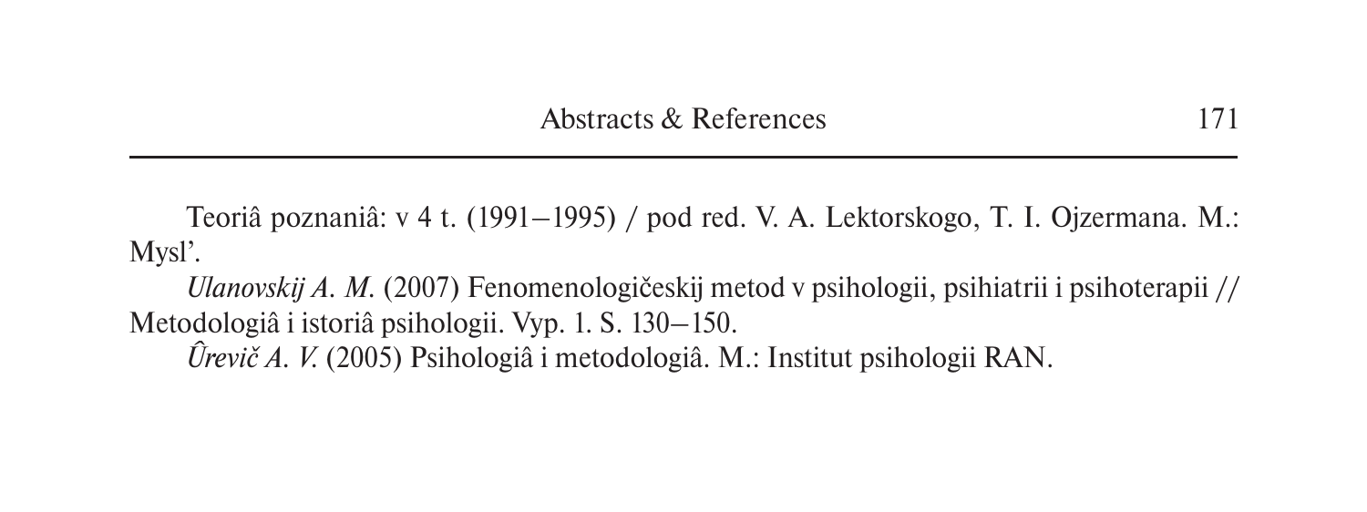Teoriâ poznaniâ: v 4 t. (1991–1995) / pod red. V. A. Lektorskogo, T. I. Ojzermana. M.: Mysl'.

*Ulanovskij A. M.* (2007) Fenomenologičeskij metod v psihologii, psihiatrii i psihoterapii // Metodologiâ i istoriâ psihologii. Vyp. 1. S. 130–150.

*Ûrevič A. V.* (2005) Psihologiâ i metodologiâ. M.: Institut psihologii RAN.